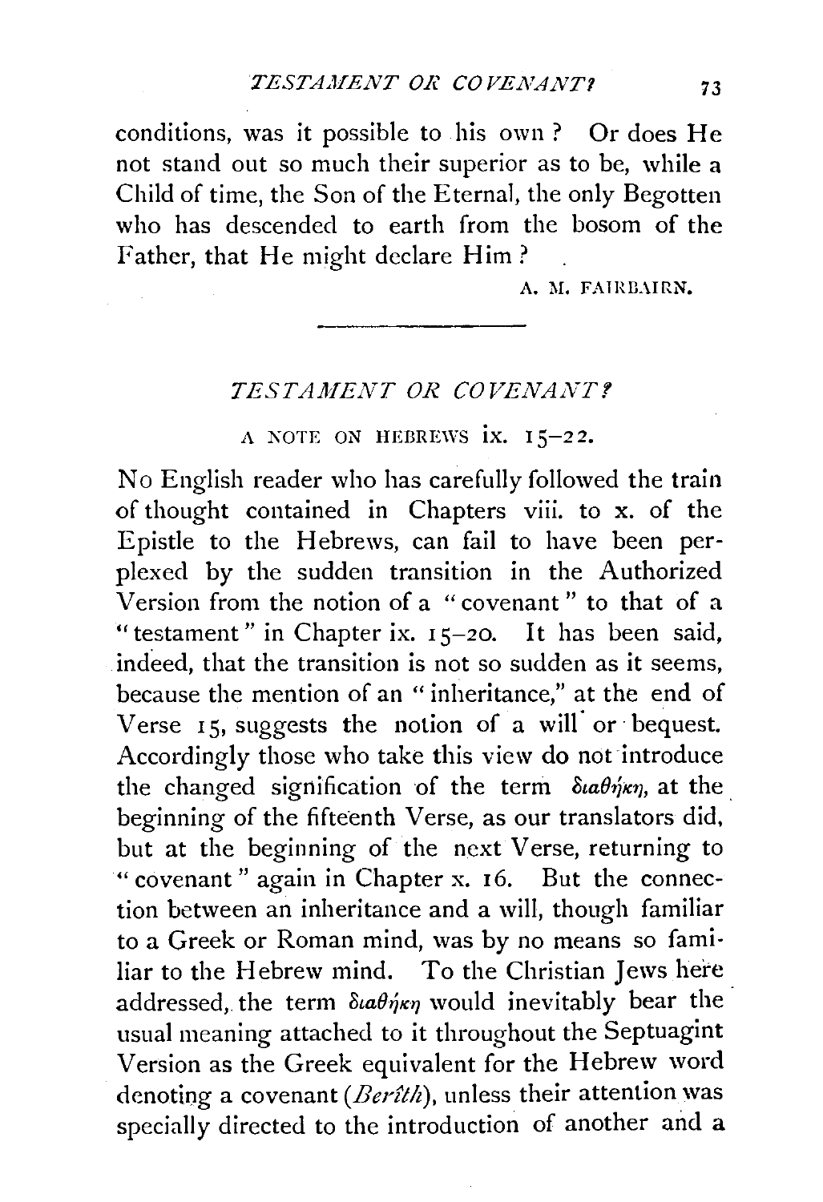conditions, was it possible to his own? Or does He not stand out so much their superior as to be, while a Child of time, the Son of the Eternal, the only Begotten who has descended to earth from the bosom of the Father, that He might declare Him?

A. M. FAIRBAIRN.

---

## *TESTAMENT OR COVENANT?*

### A NOTE ON HEBREWS ix. 15–22.

No English reader who has carefully followed the train of thought contained in Chapters viii. to x. of the Epistle to the Hebrews, can fail to have been perplexed by the sudden transition in the Authorized Version from the notion of a "covenant" to that of a "testament" in Chapter ix. 15–20. It has been said, indeed, that the transition is not so sudden as it seems, because the mention of an "inheritance," at the end of Verse 15, suggests the notion of a will or bequest. Accordingly those who take this view do not introduce the changed signification of the term διαθήκη, at the beginning of the fifteenth Verse, as our translators did, but at the beginning of the next Verse, returning to "covenant" again in Chapter x. 16. But the connection between an inheritance and a will, though familiar to a Greek or Roman mind, was by no means so familiar to the Hebrew mind. To the Christian Jews here addressed, the term διαθήκη would inevitably bear the usual meaning attached to it throughout the Septuagint Version as the Greek equivalent for the Hebrew word denoting a covenant (*Berîth*), unless their attention was specially directed to the introduction of another and a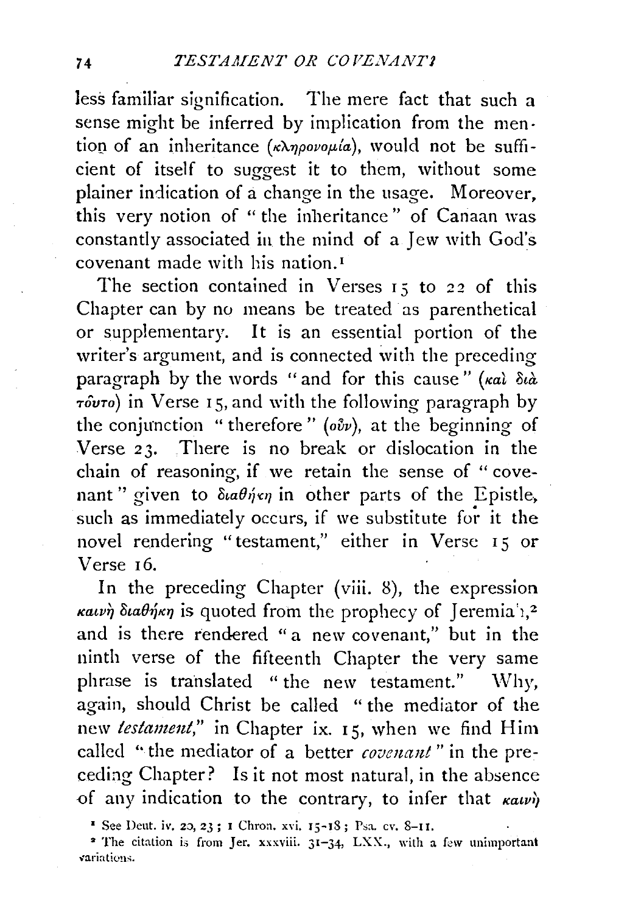less familiar signification. The mere fact that such a sense might be inferred by implication from the mention of an inheritance (κληρονομία), would not be sufficient of itself to suggest it to them, without some plainer indication of a change in the usage. Moreover, this very notion of "the inheritance" of Canaan was constantly associated in the mind of a Jew with God's covenant made with his nation.[1]

The section contained in Verses 15 to 22 of this Chapter can by no means be treated as parenthetical or supplementary. It is an essential portion of the writer's argument, and is connected with the preceding paragraph by the words "and for this cause" (καὶ διὰ τοῦτο) in Verse 15, and with the following paragraph by the conjunction "therefore" (οὖν), at the beginning of Verse 23. There is no break or dislocation in the chain of reasoning, if we retain the sense of "covenant" given to διαθήκη in other parts of the Epistle, such as immediately occurs, if we substitute for it the novel rendering "testament," either in Verse 15 or Verse 16.

In the preceding Chapter (viii. 8), the expression καινὴ διαθήκη is quoted from the prophecy of Jeremiah,[2] and is there rendered "a new covenant," but in the ninth verse of the fifteenth Chapter the very same phrase is translated "the new testament." Why, again, should Christ be called "the mediator of the new *testament*," in Chapter ix. 15, when we find Him called "the mediator of a better *covenant*" in the preceding Chapter? Is it not most natural, in the absence of any indication to the contrary, to infer that καινὴ

[1] See Deut. iv. 20, 23; 1 Chron. xvi. 15-18; Psa. cv. 8-11.

[2] The citation is from Jer. xxxviii. 31-34, LXX., with a few unimportant variations.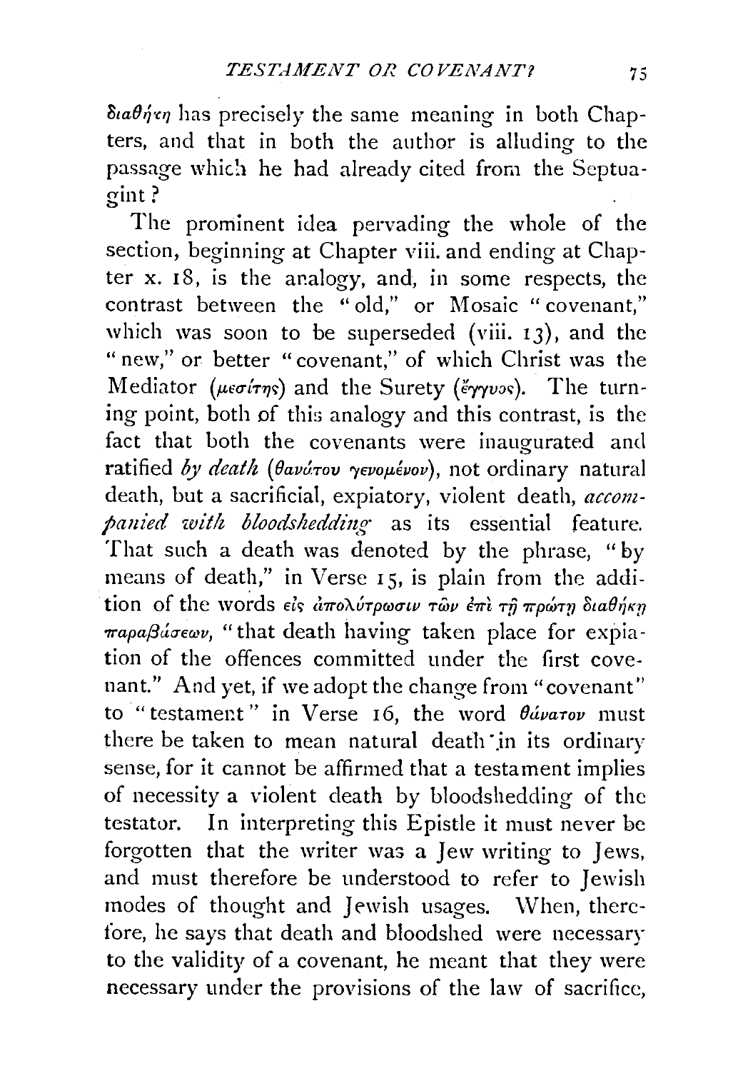διαθήκη has precisely the same meaning in both Chapters, and that in both the author is alluding to the passage which he had already cited from the Septuagint?

The prominent idea pervading the whole of the section, beginning at Chapter viii. and ending at Chapter x. 18, is the analogy, and, in some respects, the contrast between the "old," or Mosaic "covenant," which was soon to be superseded (viii. 13), and the "new," or better "covenant," of which Christ was the Mediator (μεσίτης) and the Surety (ἔγγυος). The turning point, both of this analogy and this contrast, is the fact that both the covenants were inaugurated and ratified *by death* (θανάτου γενομένου), not ordinary natural death, but a sacrificial, expiatory, violent death, *accompanied with bloodshedding* as its essential feature. That such a death was denoted by the phrase, "by means of death," in Verse 15, is plain from the addition of the words εἰς ἀπολύτρωσιν τῶν ἐπὶ τῇ πρώτῃ διαθήκῃ παραβάσεων, "that death having taken place for expiation of the offences committed under the first covenant." And yet, if we adopt the change from "covenant" to "testament" in Verse 16, the word θάνατον must there be taken to mean natural death in its ordinary sense, for it cannot be affirmed that a testament implies of necessity a violent death by bloodshedding of the testator. In interpreting this Epistle it must never be forgotten that the writer was a Jew writing to Jews, and must therefore be understood to refer to Jewish modes of thought and Jewish usages. When, therefore, he says that death and bloodshed were necessary to the validity of a covenant, he meant that they were necessary under the provisions of the law of sacrifice,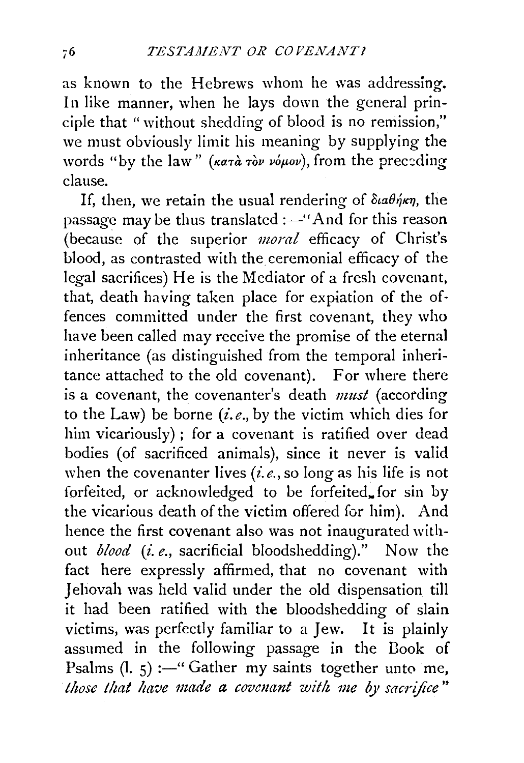as known to the Hebrews whom he was addressing. In like manner, when he lays down the general principle that "without shedding of blood is no remission," we must obviously limit his meaning by supplying the words "by the law" (κατὰ τὸν νόμον), from the preceding clause.

If, then, we retain the usual rendering of διαθήκη, the passage may be thus translated :—"And for this reason (because of the superior *moral* efficacy of Christ's blood, as contrasted with the ceremonial efficacy of the legal sacrifices) He is the Mediator of a fresh covenant, that, death having taken place for expiation of the offences committed under the first covenant, they who have been called may receive the promise of the eternal inheritance (as distinguished from the temporal inheritance attached to the old covenant). For where there is a covenant, the covenanter's death *must* (according to the Law) be borne (*i.e.*, by the victim which dies for him vicariously) ; for a covenant is ratified over dead bodies (of sacrificed animals), since it never is valid when the covenanter lives (*i.e.*, so long as his life is not forfeited, or acknowledged to be forfeited, for sin by the vicarious death of the victim offered for him). And hence the first covenant also was not inaugurated without *blood* (*i.e.*, sacrificial bloodshedding)." Now the fact here expressly affirmed, that no covenant with Jehovah was held valid under the old dispensation till it had been ratified with the bloodshedding of slain victims, was perfectly familiar to a Jew. It is plainly assumed in the following passage in the Book of Psalms (l. 5) :—"Gather my saints together unto me, *those that have made a covenant with me by sacrifice*"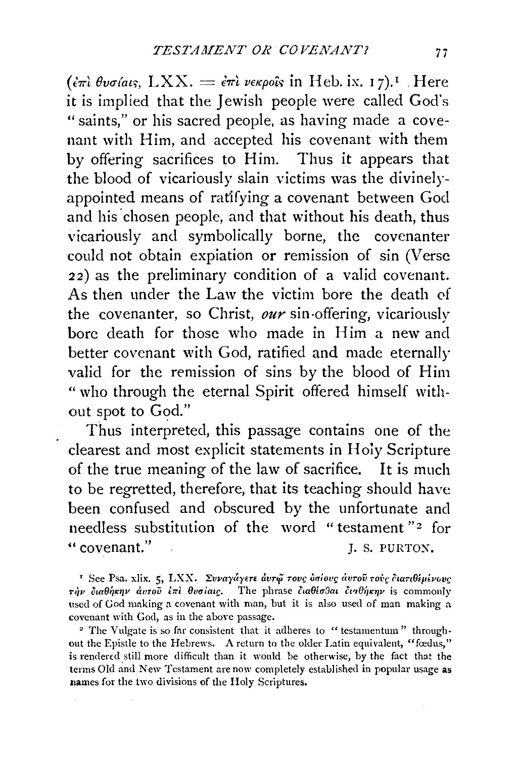(ἐπὶ θυσίαις, LXX. = ἐπὶ νεκροῖς in Heb. ix. 17).[1] Here it is implied that the Jewish people were called God's "saints," or his sacred people, as having made a covenant with Him, and accepted his covenant with them by offering sacrifices to Him. Thus it appears that the blood of vicariously slain victims was the divinely-appointed means of ratifying a covenant between God and his chosen people, and that without his death, thus vicariously and symbolically borne, the covenanter could not obtain expiation or remission of sin (Verse 22) as the preliminary condition of a valid covenant. As then under the Law the victim bore the death of the covenanter, so Christ, *our* sin-offering, vicariously bore death for those who made in Him a new and better covenant with God, ratified and made eternally valid for the remission of sins by the blood of Him "who through the eternal Spirit offered himself without spot to God."

Thus interpreted, this passage contains one of the clearest and most explicit statements in Holy Scripture of the true meaning of the law of sacrifice. It is much to be regretted, therefore, that its teaching should have been confused and obscured by the unfortunate and needless substitution of the word "testament"[2] for "covenant."

J. S. PURTON.

[1] See Psa. xlix. 5, LXX. Συναγάγετε αὐτῷ τοὺς ὁσίους αὐτοῦ τοὺς διατιθεμένους τὴν διαθήκην αὐτοῦ ἐπὶ θυσίαις. The phrase διαθέσθαι διαθήκην is commonly used of God making a covenant with man, but it is also used of man making a covenant with God, as in the above passage.

[2] The Vulgate is so far consistent that it adheres to "testamentum" throughout the Epistle to the Hebrews. A return to the older Latin equivalent, "fœdus," is rendered still more difficult than it would be otherwise, by the fact that the terms Old and New Testament are now completely established in popular usage as names for the two divisions of the Holy Scriptures.